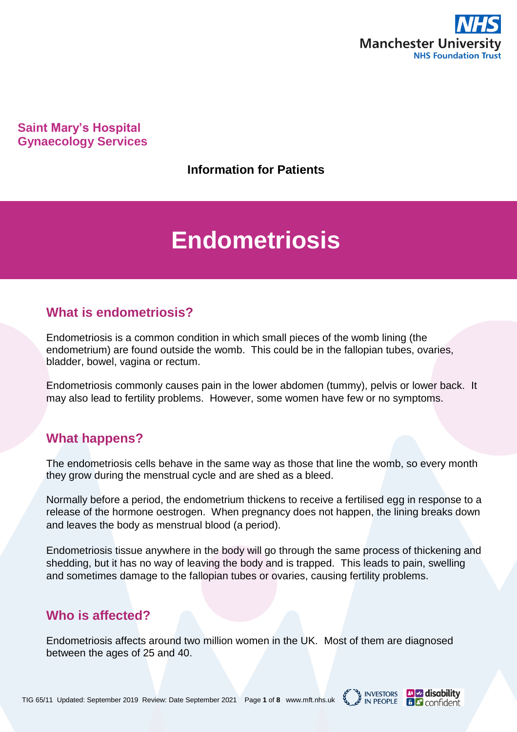Saint Mary's Hospital
Gynaecology Services

**Information for Patients**

# Endometriosis

## What is endometriosis?

Endometriosis is a common condition in which small pieces of the womb lining (the endometrium) are found outside the womb. This could be in the fallopian tubes, ovaries, bladder, bowel, vagina or rectum.

Endometriosis commonly causes pain in the lower abdomen (tummy), pelvis or lower back. It may also lead to fertility problems. However, some women have few or no symptoms.

## What happens?

The endometriosis cells behave in the same way as those that line the womb, so every month they grow during the menstrual cycle and are shed as a bleed.

Normally before a period, the endometrium thickens to receive a fertilised egg in response to a release of the hormone oestrogen. When pregnancy does not happen, the lining breaks down and leaves the body as menstrual blood (a period).

Endometriosis tissue anywhere in the body will go through the same process of thickening and shedding, but it has no way of leaving the body and is trapped. This leads to pain, swelling and sometimes damage to the fallopian tubes or ovaries, causing fertility problems.

## Who is affected?

Endometriosis affects around two million women in the UK. Most of them are diagnosed between the ages of 25 and 40.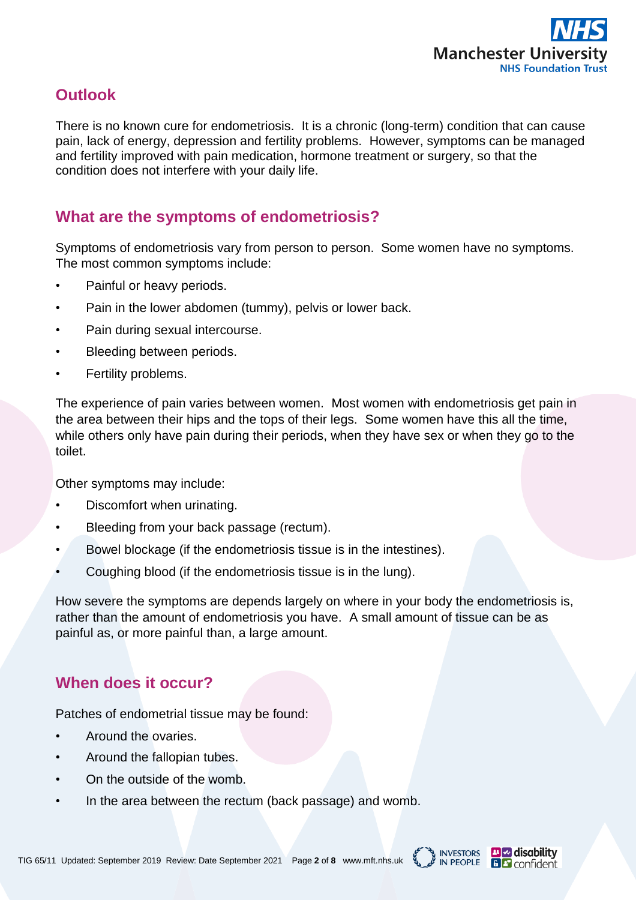## Outlook

There is no known cure for endometriosis. It is a chronic (long-term) condition that can cause pain, lack of energy, depression and fertility problems. However, symptoms can be managed and fertility improved with pain medication, hormone treatment or surgery, so that the condition does not interfere with your daily life.

## What are the symptoms of endometriosis?

Symptoms of endometriosis vary from person to person. Some women have no symptoms. The most common symptoms include:

- Painful or heavy periods.
- Pain in the lower abdomen (tummy), pelvis or lower back.
- Pain during sexual intercourse.
- Bleeding between periods.
- Fertility problems.

The experience of pain varies between women. Most women with endometriosis get pain in the area between their hips and the tops of their legs. Some women have this all the time, while others only have pain during their periods, when they have sex or when they go to the toilet.

Other symptoms may include:

- Discomfort when urinating.
- Bleeding from your back passage (rectum).
- Bowel blockage (if the endometriosis tissue is in the intestines).
- Coughing blood (if the endometriosis tissue is in the lung).

How severe the symptoms are depends largely on where in your body the endometriosis is, rather than the amount of endometriosis you have. A small amount of tissue can be as painful as, or more painful than, a large amount.

## When does it occur?

Patches of endometrial tissue may be found:

- Around the ovaries.
- Around the fallopian tubes.
- On the outside of the womb.
- In the area between the rectum (back passage) and womb.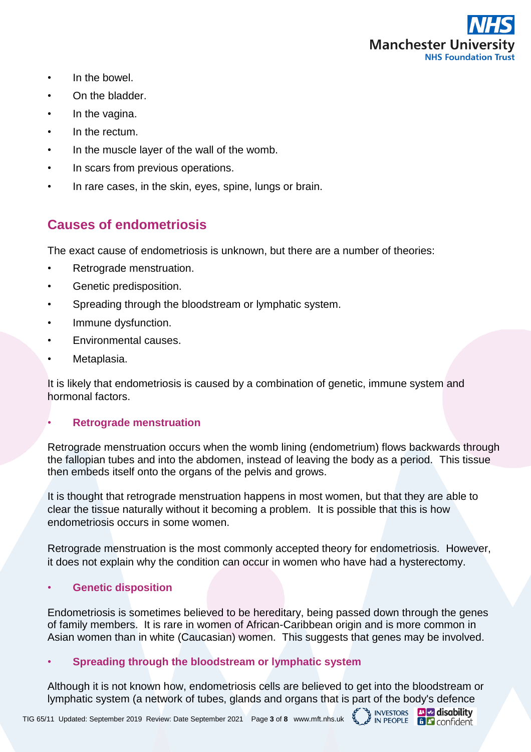- In the bowel.
- On the bladder.
- In the vagina.
- In the rectum.
- In the muscle layer of the wall of the womb.
- In scars from previous operations.
- In rare cases, in the skin, eyes, spine, lungs or brain.

## Causes of endometriosis

The exact cause of endometriosis is unknown, but there are a number of theories:

- Retrograde menstruation.
- Genetic predisposition.
- Spreading through the bloodstream or lymphatic system.
- Immune dysfunction.
- Environmental causes.
- Metaplasia.

It is likely that endometriosis is caused by a combination of genetic, immune system and hormonal factors.

- **Retrograde menstruation**

Retrograde menstruation occurs when the womb lining (endometrium) flows backwards through the fallopian tubes and into the abdomen, instead of leaving the body as a period. This tissue then embeds itself onto the organs of the pelvis and grows.

It is thought that retrograde menstruation happens in most women, but that they are able to clear the tissue naturally without it becoming a problem. It is possible that this is how endometriosis occurs in some women.

Retrograde menstruation is the most commonly accepted theory for endometriosis. However, it does not explain why the condition can occur in women who have had a hysterectomy.

- **Genetic disposition**

Endometriosis is sometimes believed to be hereditary, being passed down through the genes of family members. It is rare in women of African-Caribbean origin and is more common in Asian women than in white (Caucasian) women. This suggests that genes may be involved.

- **Spreading through the bloodstream or lymphatic system**

Although it is not known how, endometriosis cells are believed to get into the bloodstream or lymphatic system (a network of tubes, glands and organs that is part of the body's defence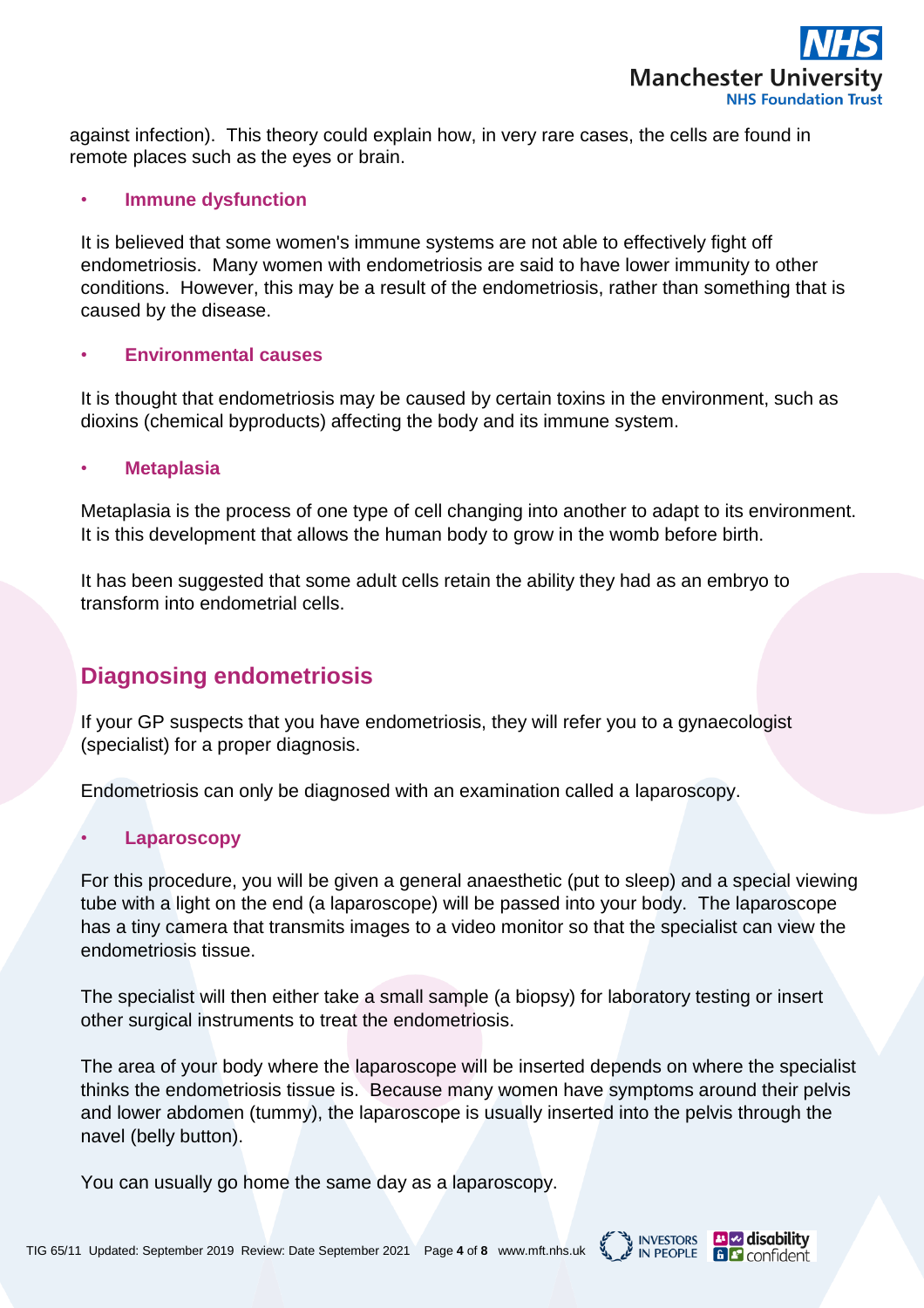against infection). This theory could explain how, in very rare cases, the cells are found in remote places such as the eyes or brain.

- **Immune dysfunction**

It is believed that some women's immune systems are not able to effectively fight off endometriosis. Many women with endometriosis are said to have lower immunity to other conditions. However, this may be a result of the endometriosis, rather than something that is caused by the disease.

- **Environmental causes**

It is thought that endometriosis may be caused by certain toxins in the environment, such as dioxins (chemical byproducts) affecting the body and its immune system.

- **Metaplasia**

Metaplasia is the process of one type of cell changing into another to adapt to its environment. It is this development that allows the human body to grow in the womb before birth.

It has been suggested that some adult cells retain the ability they had as an embryo to transform into endometrial cells.

## Diagnosing endometriosis

If your GP suspects that you have endometriosis, they will refer you to a gynaecologist (specialist) for a proper diagnosis.

Endometriosis can only be diagnosed with an examination called a laparoscopy.

- **Laparoscopy**

For this procedure, you will be given a general anaesthetic (put to sleep) and a special viewing tube with a light on the end (a laparoscope) will be passed into your body. The laparoscope has a tiny camera that transmits images to a video monitor so that the specialist can view the endometriosis tissue.

The specialist will then either take a small sample (a biopsy) for laboratory testing or insert other surgical instruments to treat the endometriosis.

The area of your body where the laparoscope will be inserted depends on where the specialist thinks the endometriosis tissue is. Because many women have symptoms around their pelvis and lower abdomen (tummy), the laparoscope is usually inserted into the pelvis through the navel (belly button).

You can usually go home the same day as a laparoscopy.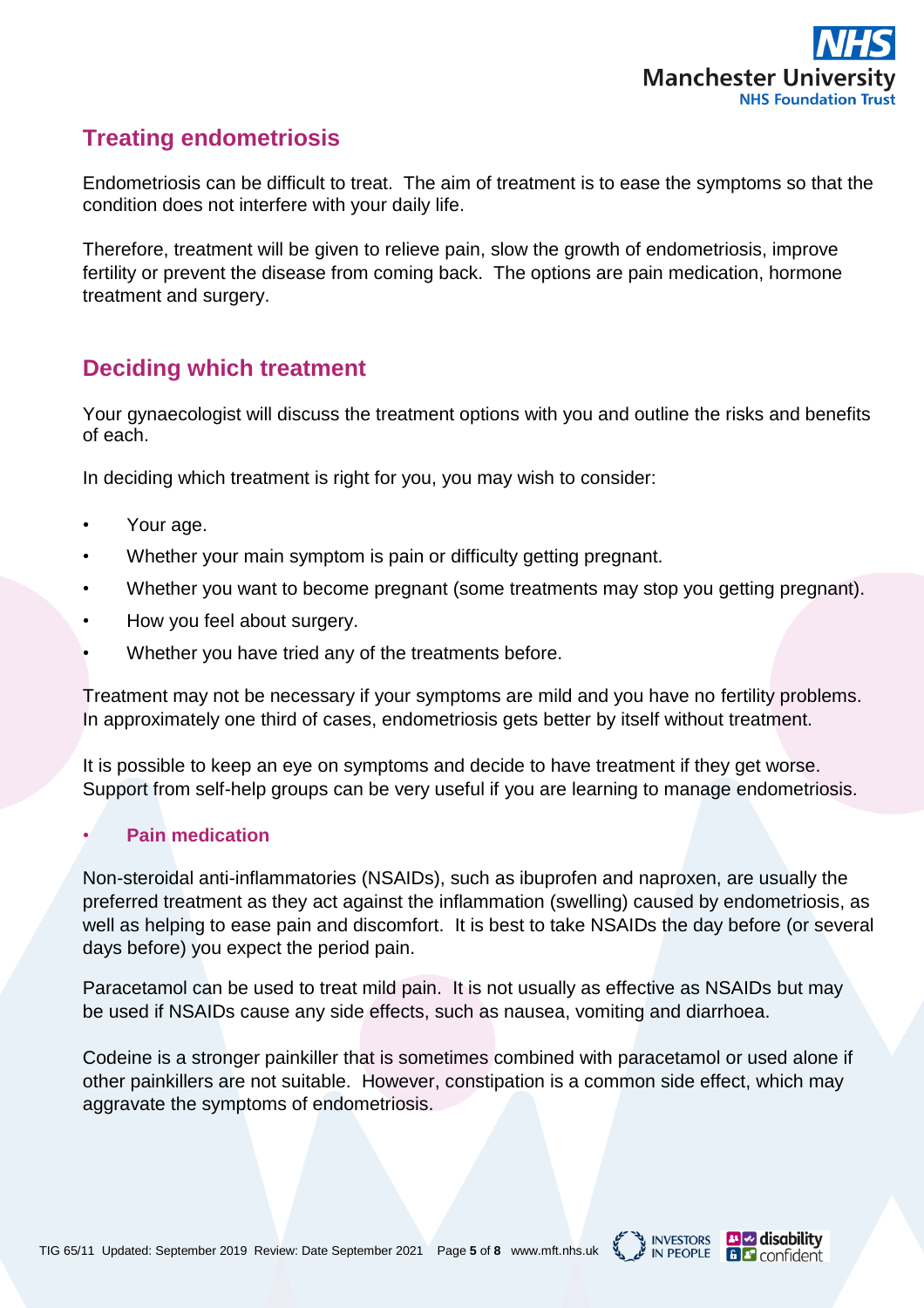## Treating endometriosis

Endometriosis can be difficult to treat. The aim of treatment is to ease the symptoms so that the condition does not interfere with your daily life.

Therefore, treatment will be given to relieve pain, slow the growth of endometriosis, improve fertility or prevent the disease from coming back. The options are pain medication, hormone treatment and surgery.

## Deciding which treatment

Your gynaecologist will discuss the treatment options with you and outline the risks and benefits of each.

In deciding which treatment is right for you, you may wish to consider:

- Your age.
- Whether your main symptom is pain or difficulty getting pregnant.
- Whether you want to become pregnant (some treatments may stop you getting pregnant).
- How you feel about surgery.
- Whether you have tried any of the treatments before.

Treatment may not be necessary if your symptoms are mild and you have no fertility problems. In approximately one third of cases, endometriosis gets better by itself without treatment.

It is possible to keep an eye on symptoms and decide to have treatment if they get worse. Support from self-help groups can be very useful if you are learning to manage endometriosis.

- **Pain medication**

Non-steroidal anti-inflammatories (NSAIDs), such as ibuprofen and naproxen, are usually the preferred treatment as they act against the inflammation (swelling) caused by endometriosis, as well as helping to ease pain and discomfort. It is best to take NSAIDs the day before (or several days before) you expect the period pain.

Paracetamol can be used to treat mild pain. It is not usually as effective as NSAIDs but may be used if NSAIDs cause any side effects, such as nausea, vomiting and diarrhoea.

Codeine is a stronger painkiller that is sometimes combined with paracetamol or used alone if other painkillers are not suitable. However, constipation is a common side effect, which may aggravate the symptoms of endometriosis.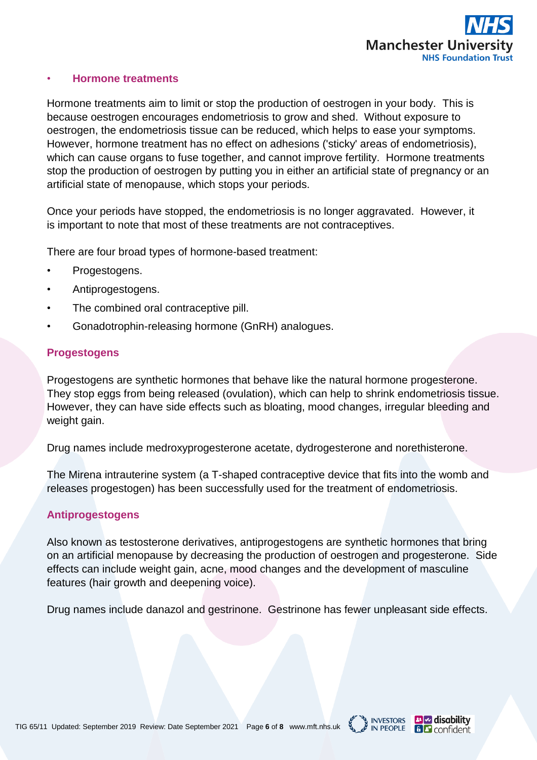- **Hormone treatments**

Hormone treatments aim to limit or stop the production of oestrogen in your body. This is because oestrogen encourages endometriosis to grow and shed. Without exposure to oestrogen, the endometriosis tissue can be reduced, which helps to ease your symptoms. However, hormone treatment has no effect on adhesions ('sticky' areas of endometriosis), which can cause organs to fuse together, and cannot improve fertility. Hormone treatments stop the production of oestrogen by putting you in either an artificial state of pregnancy or an artificial state of menopause, which stops your periods.

Once your periods have stopped, the endometriosis is no longer aggravated. However, it is important to note that most of these treatments are not contraceptives.

There are four broad types of hormone-based treatment:

- Progestogens.
- Antiprogestogens.
- The combined oral contraceptive pill.
- Gonadotrophin-releasing hormone (GnRH) analogues.

### Progestogens

Progestogens are synthetic hormones that behave like the natural hormone progesterone. They stop eggs from being released (ovulation), which can help to shrink endometriosis tissue. However, they can have side effects such as bloating, mood changes, irregular bleeding and weight gain.

Drug names include medroxyprogesterone acetate, dydrogesterone and norethisterone.

The Mirena intrauterine system (a T-shaped contraceptive device that fits into the womb and releases progestogen) has been successfully used for the treatment of endometriosis.

### Antiprogestogens

Also known as testosterone derivatives, antiprogestogens are synthetic hormones that bring on an artificial menopause by decreasing the production of oestrogen and progesterone. Side effects can include weight gain, acne, mood changes and the development of masculine features (hair growth and deepening voice).

Drug names include danazol and gestrinone. Gestrinone has fewer unpleasant side effects.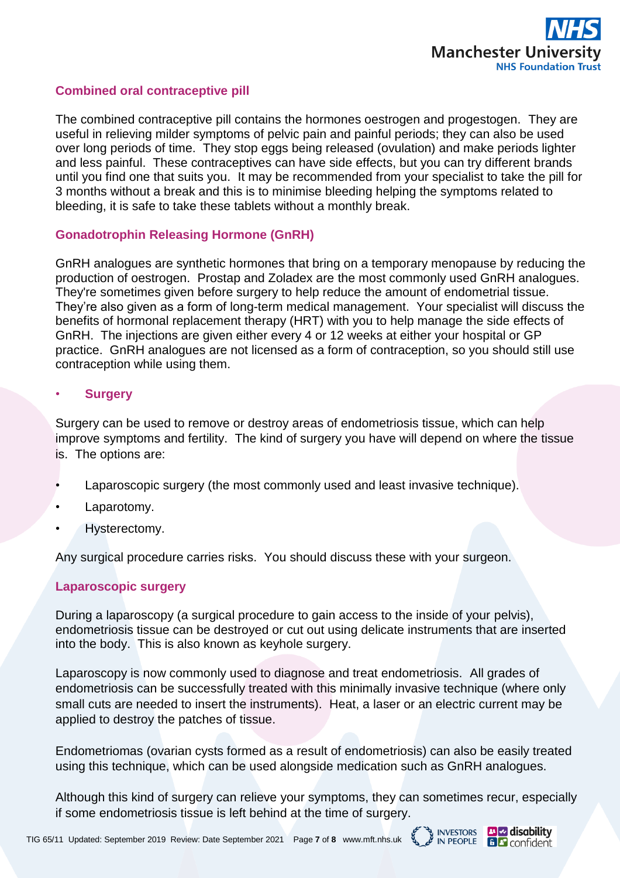### Combined oral contraceptive pill

The combined contraceptive pill contains the hormones oestrogen and progestogen. They are useful in relieving milder symptoms of pelvic pain and painful periods; they can also be used over long periods of time. They stop eggs being released (ovulation) and make periods lighter and less painful. These contraceptives can have side effects, but you can try different brands until you find one that suits you. It may be recommended from your specialist to take the pill for 3 months without a break and this is to minimise bleeding helping the symptoms related to bleeding, it is safe to take these tablets without a monthly break.

### Gonadotrophin Releasing Hormone (GnRH)

GnRH analogues are synthetic hormones that bring on a temporary menopause by reducing the production of oestrogen. Prostap and Zoladex are the most commonly used GnRH analogues. They're sometimes given before surgery to help reduce the amount of endometrial tissue. They're also given as a form of long-term medical management. Your specialist will discuss the benefits of hormonal replacement therapy (HRT) with you to help manage the side effects of GnRH. The injections are given either every 4 or 12 weeks at either your hospital or GP practice. GnRH analogues are not licensed as a form of contraception, so you should still use contraception while using them.

- **Surgery**

Surgery can be used to remove or destroy areas of endometriosis tissue, which can help improve symptoms and fertility. The kind of surgery you have will depend on where the tissue is. The options are:

- Laparoscopic surgery (the most commonly used and least invasive technique).
- Laparotomy.
- Hysterectomy.

Any surgical procedure carries risks. You should discuss these with your surgeon.

### Laparoscopic surgery

During a laparoscopy (a surgical procedure to gain access to the inside of your pelvis), endometriosis tissue can be destroyed or cut out using delicate instruments that are inserted into the body. This is also known as keyhole surgery.

Laparoscopy is now commonly used to diagnose and treat endometriosis. All grades of endometriosis can be successfully treated with this minimally invasive technique (where only small cuts are needed to insert the instruments). Heat, a laser or an electric current may be applied to destroy the patches of tissue.

Endometriomas (ovarian cysts formed as a result of endometriosis) can also be easily treated using this technique, which can be used alongside medication such as GnRH analogues.

Although this kind of surgery can relieve your symptoms, they can sometimes recur, especially if some endometriosis tissue is left behind at the time of surgery.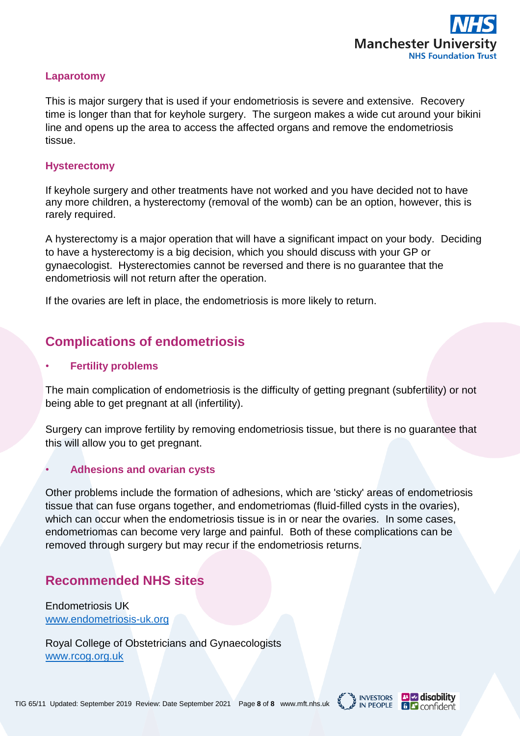### Laparotomy

This is major surgery that is used if your endometriosis is severe and extensive. Recovery time is longer than that for keyhole surgery. The surgeon makes a wide cut around your bikini line and opens up the area to access the affected organs and remove the endometriosis tissue.

### Hysterectomy

If keyhole surgery and other treatments have not worked and you have decided not to have any more children, a hysterectomy (removal of the womb) can be an option, however, this is rarely required.

A hysterectomy is a major operation that will have a significant impact on your body. Deciding to have a hysterectomy is a big decision, which you should discuss with your GP or gynaecologist. Hysterectomies cannot be reversed and there is no guarantee that the endometriosis will not return after the operation.

If the ovaries are left in place, the endometriosis is more likely to return.

## Complications of endometriosis

- **Fertility problems**

The main complication of endometriosis is the difficulty of getting pregnant (subfertility) or not being able to get pregnant at all (infertility).

Surgery can improve fertility by removing endometriosis tissue, but there is no guarantee that this will allow you to get pregnant.

- **Adhesions and ovarian cysts**

Other problems include the formation of adhesions, which are 'sticky' areas of endometriosis tissue that can fuse organs together, and endometriomas (fluid-filled cysts in the ovaries), which can occur when the endometriosis tissue is in or near the ovaries. In some cases, endometriomas can become very large and painful. Both of these complications can be removed through surgery but may recur if the endometriosis returns.

## Recommended NHS sites

Endometriosis UK
www.endometriosis-uk.org

Royal College of Obstetricians and Gynaecologists
www.rcog.org.uk

TIG 65/11 Updated: September 2019 Review: Date September 2021